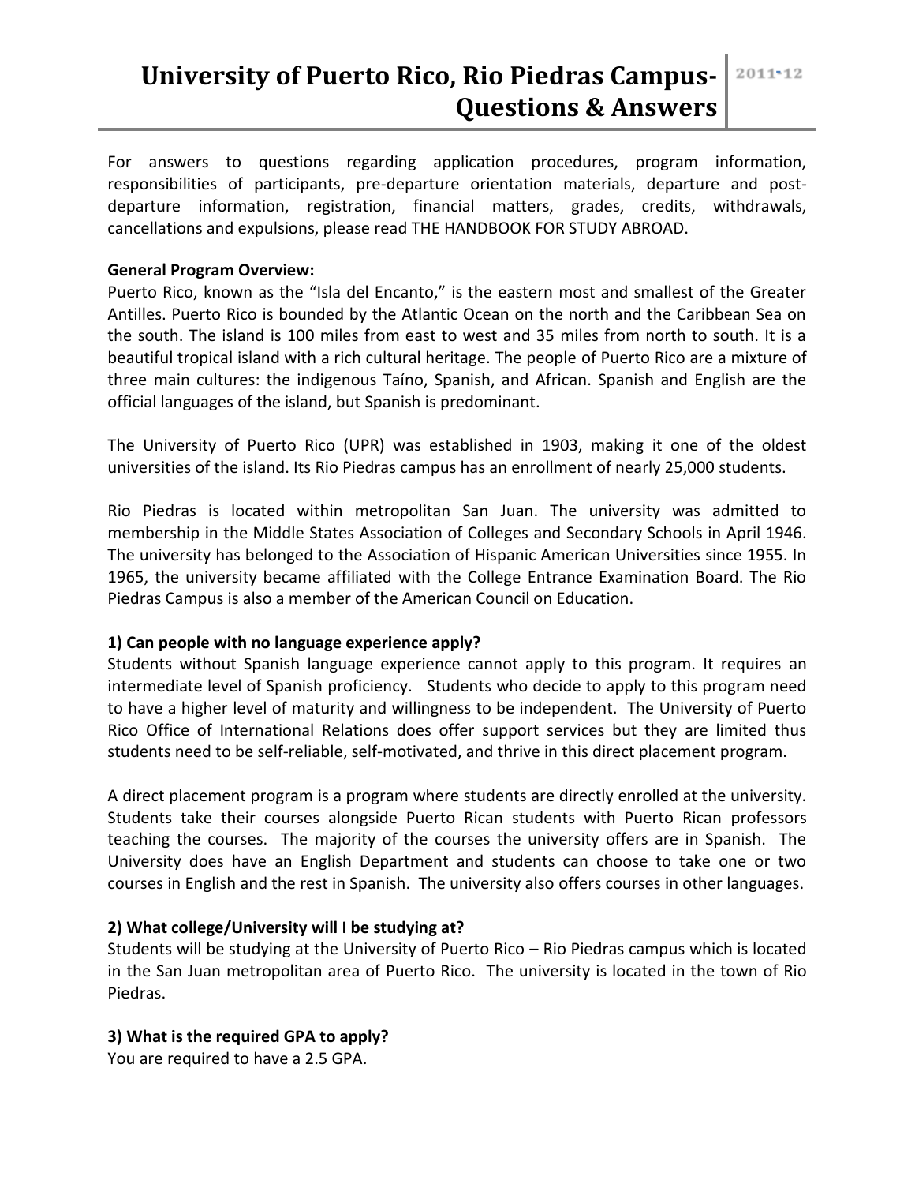# University of Puerto Rico, Rio Piedras Campus-Questions & Answers

2011-12

For answers to questions regarding application procedures, program information, responsibilities of participants, pre-departure orientation materials, departure and post-departure information, registration, financial matters, grades, credits, withdrawals, cancellations and expulsions, please read THE HANDBOOK FOR STUDY ABROAD.

**General Program Overview:**

Puerto Rico, known as the "Isla del Encanto," is the eastern most and smallest of the Greater Antilles. Puerto Rico is bounded by the Atlantic Ocean on the north and the Caribbean Sea on the south. The island is 100 miles from east to west and 35 miles from north to south. It is a beautiful tropical island with a rich cultural heritage. The people of Puerto Rico are a mixture of three main cultures: the indigenous Taíno, Spanish, and African. Spanish and English are the official languages of the island, but Spanish is predominant.

The University of Puerto Rico (UPR) was established in 1903, making it one of the oldest universities of the island. Its Rio Piedras campus has an enrollment of nearly 25,000 students.

Rio Piedras is located within metropolitan San Juan. The university was admitted to membership in the Middle States Association of Colleges and Secondary Schools in April 1946. The university has belonged to the Association of Hispanic American Universities since 1955. In 1965, the university became affiliated with the College Entrance Examination Board. The Rio Piedras Campus is also a member of the American Council on Education.

**1) Can people with no language experience apply?**

Students without Spanish language experience cannot apply to this program. It requires an intermediate level of Spanish proficiency. Students who decide to apply to this program need to have a higher level of maturity and willingness to be independent. The University of Puerto Rico Office of International Relations does offer support services but they are limited thus students need to be self-reliable, self-motivated, and thrive in this direct placement program.

A direct placement program is a program where students are directly enrolled at the university. Students take their courses alongside Puerto Rican students with Puerto Rican professors teaching the courses. The majority of the courses the university offers are in Spanish. The University does have an English Department and students can choose to take one or two courses in English and the rest in Spanish. The university also offers courses in other languages.

**2) What college/University will I be studying at?**

Students will be studying at the University of Puerto Rico – Rio Piedras campus which is located in the San Juan metropolitan area of Puerto Rico. The university is located in the town of Rio Piedras.

**3) What is the required GPA to apply?**

You are required to have a 2.5 GPA.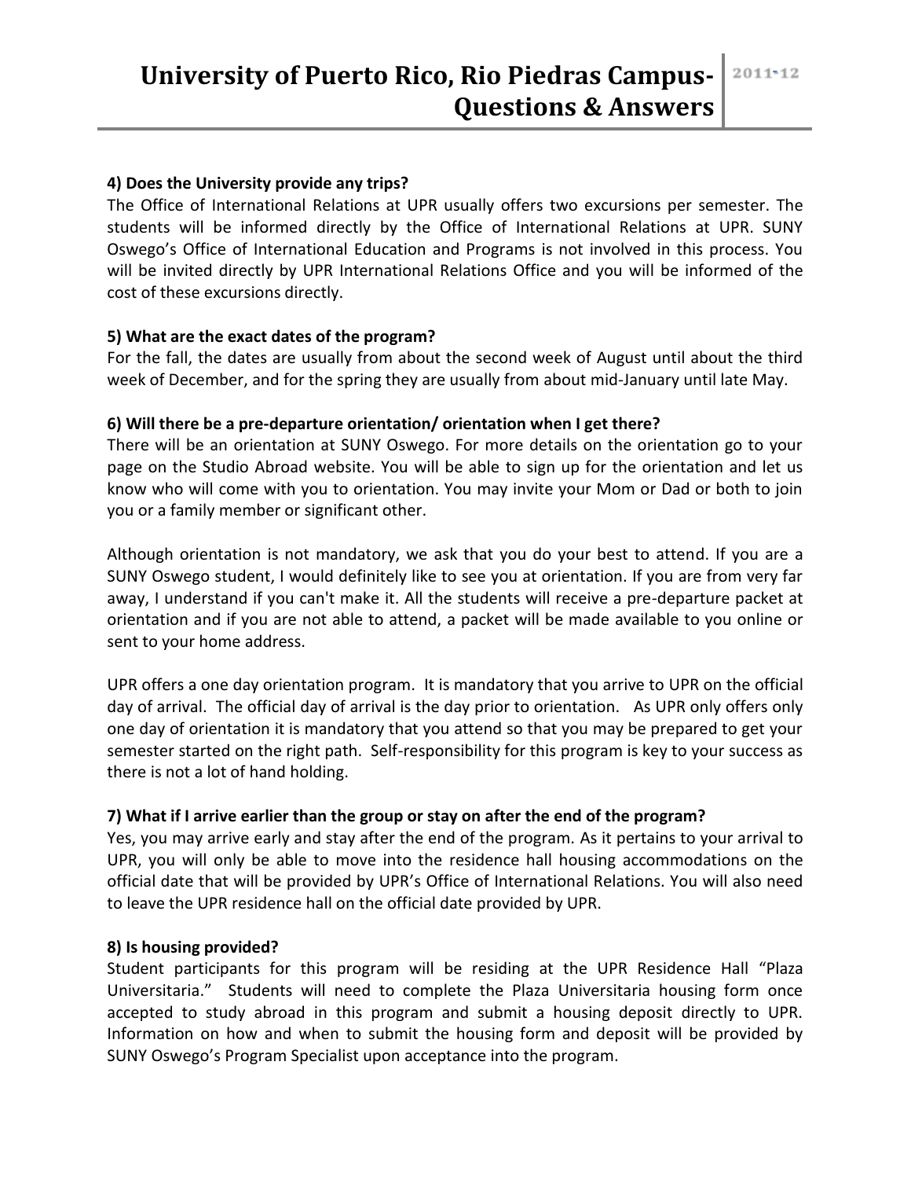**4) Does the University provide any trips?**

The Office of International Relations at UPR usually offers two excursions per semester. The students will be informed directly by the Office of International Relations at UPR. SUNY Oswego's Office of International Education and Programs is not involved in this process. You will be invited directly by UPR International Relations Office and you will be informed of the cost of these excursions directly.

**5) What are the exact dates of the program?**

For the fall, the dates are usually from about the second week of August until about the third week of December, and for the spring they are usually from about mid-January until late May.

**6) Will there be a pre-departure orientation/ orientation when I get there?**

There will be an orientation at SUNY Oswego. For more details on the orientation go to your page on the Studio Abroad website. You will be able to sign up for the orientation and let us know who will come with you to orientation. You may invite your Mom or Dad or both to join you or a family member or significant other.

Although orientation is not mandatory, we ask that you do your best to attend. If you are a SUNY Oswego student, I would definitely like to see you at orientation. If you are from very far away, I understand if you can't make it. All the students will receive a pre-departure packet at orientation and if you are not able to attend, a packet will be made available to you online or sent to your home address.

UPR offers a one day orientation program. It is mandatory that you arrive to UPR on the official day of arrival. The official day of arrival is the day prior to orientation. As UPR only offers only one day of orientation it is mandatory that you attend so that you may be prepared to get your semester started on the right path. Self-responsibility for this program is key to your success as there is not a lot of hand holding.

**7) What if I arrive earlier than the group or stay on after the end of the program?**

Yes, you may arrive early and stay after the end of the program. As it pertains to your arrival to UPR, you will only be able to move into the residence hall housing accommodations on the official date that will be provided by UPR's Office of International Relations. You will also need to leave the UPR residence hall on the official date provided by UPR.

**8) Is housing provided?**

Student participants for this program will be residing at the UPR Residence Hall "Plaza Universitaria." Students will need to complete the Plaza Universitaria housing form once accepted to study abroad in this program and submit a housing deposit directly to UPR. Information on how and when to submit the housing form and deposit will be provided by SUNY Oswego's Program Specialist upon acceptance into the program.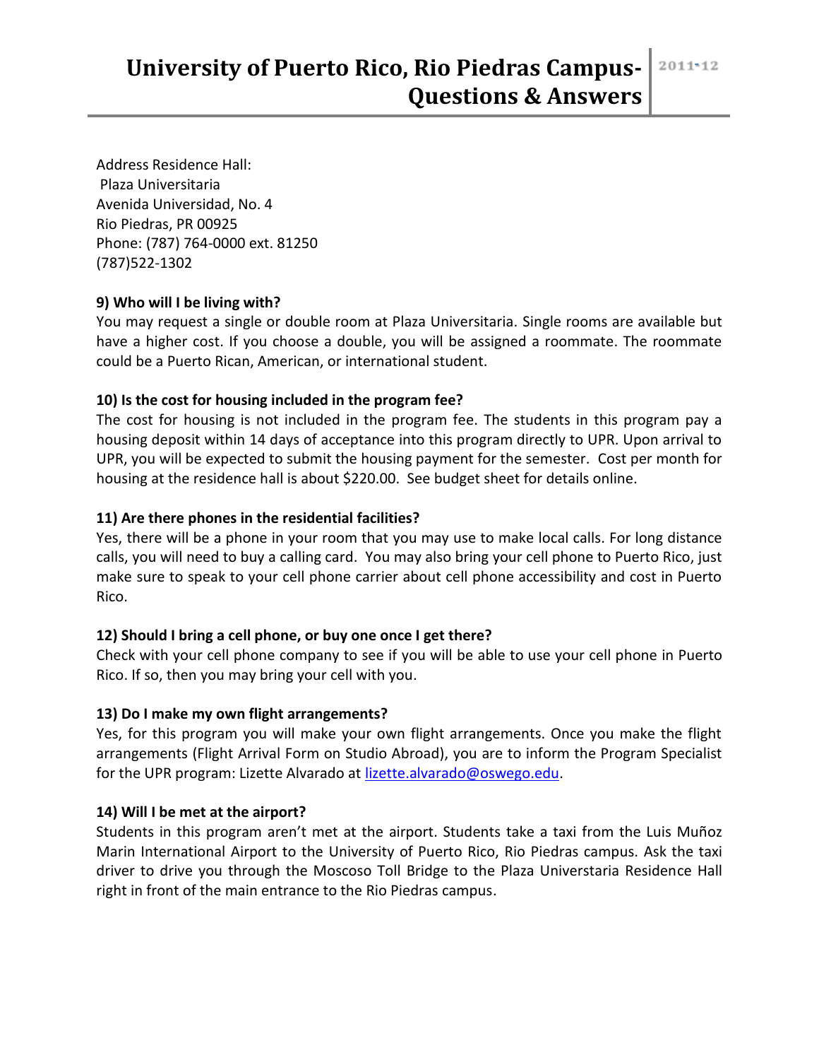Address Residence Hall:
Plaza Universitaria
Avenida Universidad, No. 4
Rio Piedras, PR 00925
Phone: (787) 764-0000 ext. 81250
(787)522-1302

**9) Who will I be living with?**

You may request a single or double room at Plaza Universitaria. Single rooms are available but have a higher cost. If you choose a double, you will be assigned a roommate. The roommate could be a Puerto Rican, American, or international student.

**10) Is the cost for housing included in the program fee?**

The cost for housing is not included in the program fee. The students in this program pay a housing deposit within 14 days of acceptance into this program directly to UPR. Upon arrival to UPR, you will be expected to submit the housing payment for the semester. Cost per month for housing at the residence hall is about $220.00. See budget sheet for details online.

**11) Are there phones in the residential facilities?**

Yes, there will be a phone in your room that you may use to make local calls. For long distance calls, you will need to buy a calling card. You may also bring your cell phone to Puerto Rico, just make sure to speak to your cell phone carrier about cell phone accessibility and cost in Puerto Rico.

**12) Should I bring a cell phone, or buy one once I get there?**

Check with your cell phone company to see if you will be able to use your cell phone in Puerto Rico. If so, then you may bring your cell with you.

**13) Do I make my own flight arrangements?**

Yes, for this program you will make your own flight arrangements. Once you make the flight arrangements (Flight Arrival Form on Studio Abroad), you are to inform the Program Specialist for the UPR program: Lizette Alvarado at lizette.alvarado@oswego.edu.

**14) Will I be met at the airport?**

Students in this program aren't met at the airport. Students take a taxi from the Luis Muñoz Marin International Airport to the University of Puerto Rico, Rio Piedras campus. Ask the taxi driver to drive you through the Moscoso Toll Bridge to the Plaza Universtaria Residence Hall right in front of the main entrance to the Rio Piedras campus.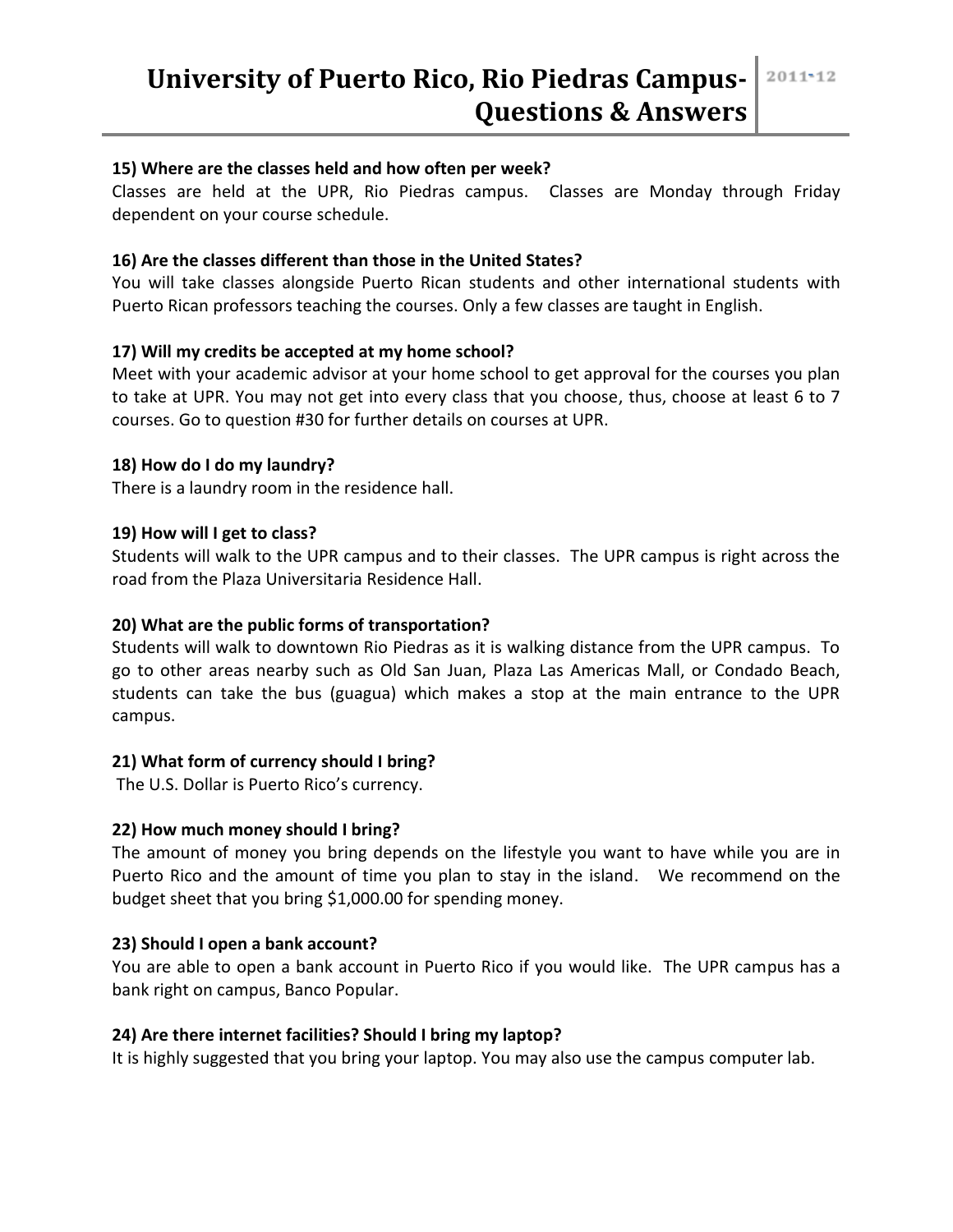**15) Where are the classes held and how often per week?**
Classes are held at the UPR, Rio Piedras campus. Classes are Monday through Friday dependent on your course schedule.

**16) Are the classes different than those in the United States?**
You will take classes alongside Puerto Rican students and other international students with Puerto Rican professors teaching the courses. Only a few classes are taught in English.

**17) Will my credits be accepted at my home school?**
Meet with your academic advisor at your home school to get approval for the courses you plan to take at UPR. You may not get into every class that you choose, thus, choose at least 6 to 7 courses. Go to question #30 for further details on courses at UPR.

**18) How do I do my laundry?**
There is a laundry room in the residence hall.

**19) How will I get to class?**
Students will walk to the UPR campus and to their classes. The UPR campus is right across the road from the Plaza Universitaria Residence Hall.

**20) What are the public forms of transportation?**
Students will walk to downtown Rio Piedras as it is walking distance from the UPR campus. To go to other areas nearby such as Old San Juan, Plaza Las Americas Mall, or Condado Beach, students can take the bus (guagua) which makes a stop at the main entrance to the UPR campus.

**21) What form of currency should I bring?**
The U.S. Dollar is Puerto Rico's currency.

**22) How much money should I bring?**
The amount of money you bring depends on the lifestyle you want to have while you are in Puerto Rico and the amount of time you plan to stay in the island. We recommend on the budget sheet that you bring $1,000.00 for spending money.

**23) Should I open a bank account?**
You are able to open a bank account in Puerto Rico if you would like. The UPR campus has a bank right on campus, Banco Popular.

**24) Are there internet facilities? Should I bring my laptop?**
It is highly suggested that you bring your laptop. You may also use the campus computer lab.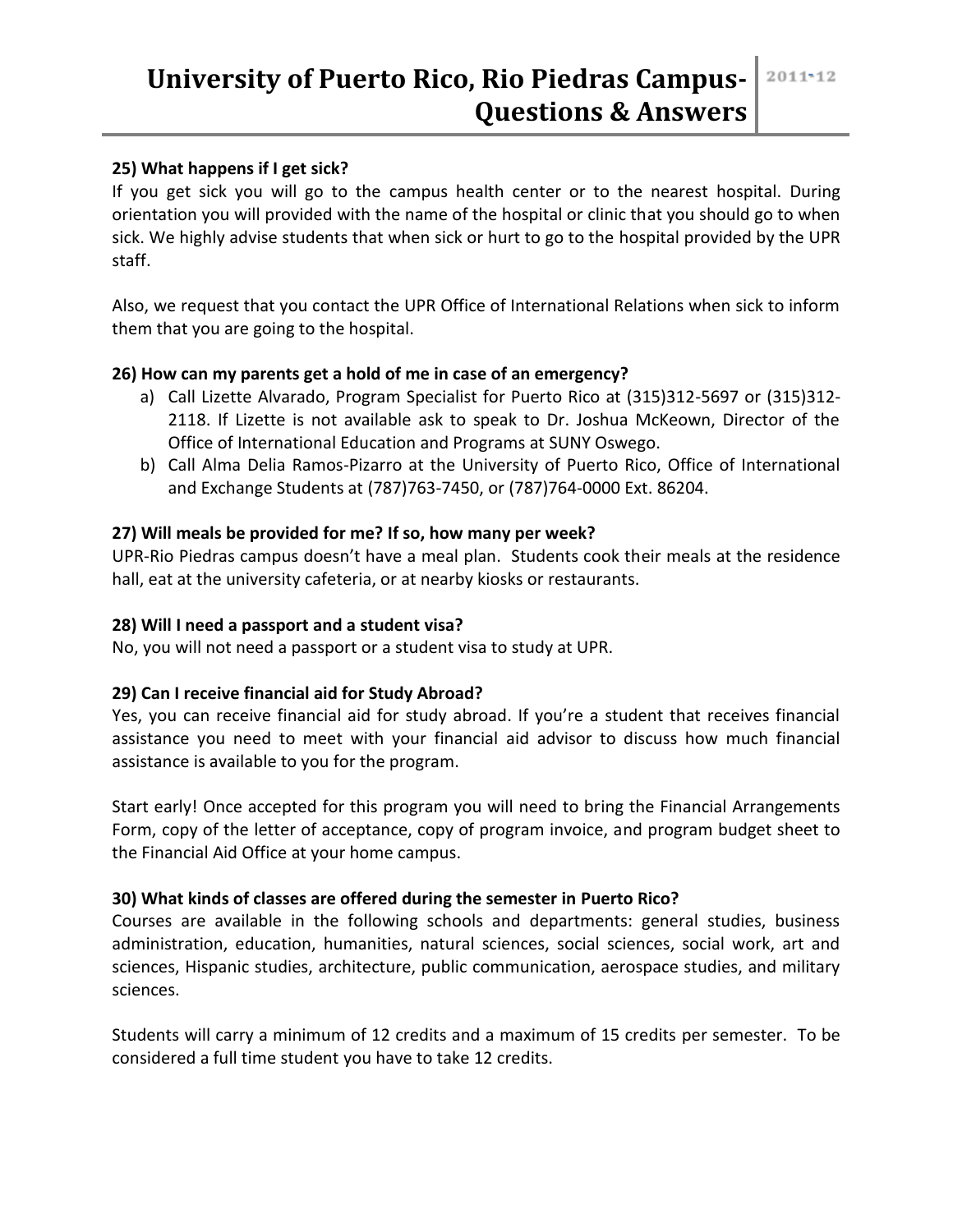**25) What happens if I get sick?**

If you get sick you will go to the campus health center or to the nearest hospital. During orientation you will provided with the name of the hospital or clinic that you should go to when sick. We highly advise students that when sick or hurt to go to the hospital provided by the UPR staff.

Also, we request that you contact the UPR Office of International Relations when sick to inform them that you are going to the hospital.

**26) How can my parents get a hold of me in case of an emergency?**

a) Call Lizette Alvarado, Program Specialist for Puerto Rico at (315)312-5697 or (315)312-2118. If Lizette is not available ask to speak to Dr. Joshua McKeown, Director of the Office of International Education and Programs at SUNY Oswego.

b) Call Alma Delia Ramos-Pizarro at the University of Puerto Rico, Office of International and Exchange Students at (787)763-7450, or (787)764-0000 Ext. 86204.

**27) Will meals be provided for me? If so, how many per week?**

UPR-Rio Piedras campus doesn't have a meal plan. Students cook their meals at the residence hall, eat at the university cafeteria, or at nearby kiosks or restaurants.

**28) Will I need a passport and a student visa?**

No, you will not need a passport or a student visa to study at UPR.

**29) Can I receive financial aid for Study Abroad?**

Yes, you can receive financial aid for study abroad. If you're a student that receives financial assistance you need to meet with your financial aid advisor to discuss how much financial assistance is available to you for the program.

Start early! Once accepted for this program you will need to bring the Financial Arrangements Form, copy of the letter of acceptance, copy of program invoice, and program budget sheet to the Financial Aid Office at your home campus.

**30) What kinds of classes are offered during the semester in Puerto Rico?**

Courses are available in the following schools and departments: general studies, business administration, education, humanities, natural sciences, social sciences, social work, art and sciences, Hispanic studies, architecture, public communication, aerospace studies, and military sciences.

Students will carry a minimum of 12 credits and a maximum of 15 credits per semester. To be considered a full time student you have to take 12 credits.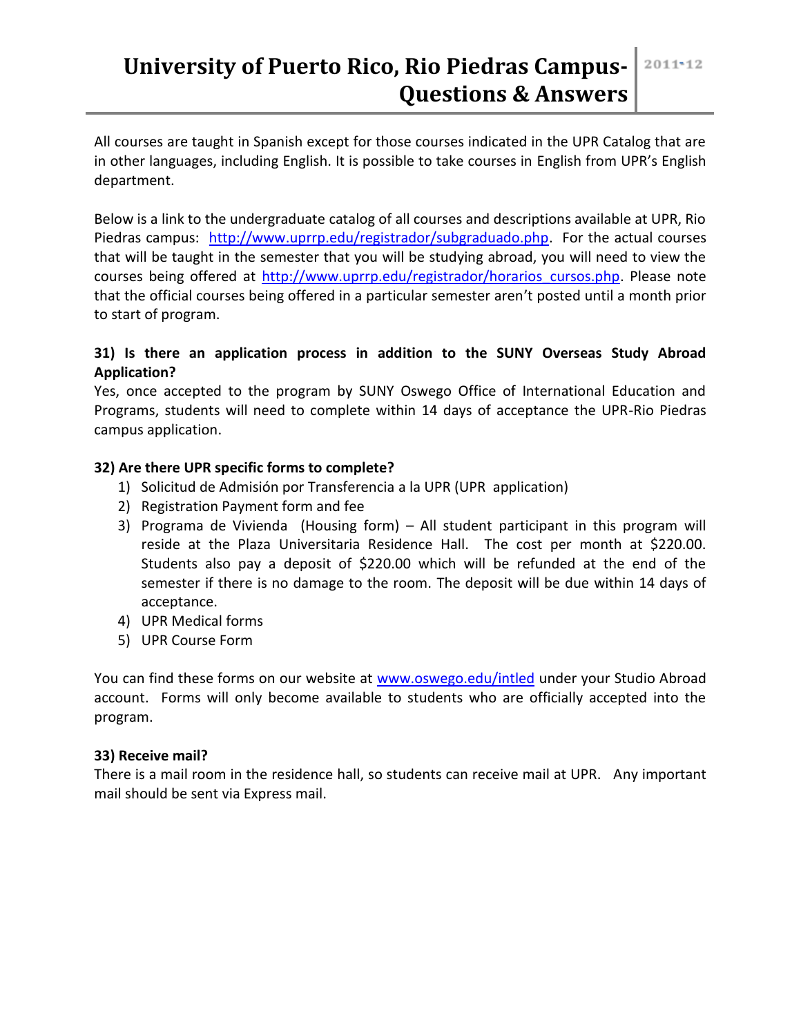All courses are taught in Spanish except for those courses indicated in the UPR Catalog that are in other languages, including English. It is possible to take courses in English from UPR's English department.

Below is a link to the undergraduate catalog of all courses and descriptions available at UPR, Rio Piedras campus: http://www.uprrp.edu/registrador/subgraduado.php. For the actual courses that will be taught in the semester that you will be studying abroad, you will need to view the courses being offered at http://www.uprrp.edu/registrador/horarios_cursos.php. Please note that the official courses being offered in a particular semester aren't posted until a month prior to start of program.

**31) Is there an application process in addition to the SUNY Overseas Study Abroad Application?**

Yes, once accepted to the program by SUNY Oswego Office of International Education and Programs, students will need to complete within 14 days of acceptance the UPR-Rio Piedras campus application.

**32) Are there UPR specific forms to complete?**

1) Solicitud de Admisión por Transferencia a la UPR (UPR application)
2) Registration Payment form and fee
3) Programa de Vivienda (Housing form) – All student participant in this program will reside at the Plaza Universitaria Residence Hall. The cost per month at $220.00. Students also pay a deposit of $220.00 which will be refunded at the end of the semester if there is no damage to the room. The deposit will be due within 14 days of acceptance.
4) UPR Medical forms
5) UPR Course Form

You can find these forms on our website at www.oswego.edu/intled under your Studio Abroad account. Forms will only become available to students who are officially accepted into the program.

**33) Receive mail?**

There is a mail room in the residence hall, so students can receive mail at UPR. Any important mail should be sent via Express mail.